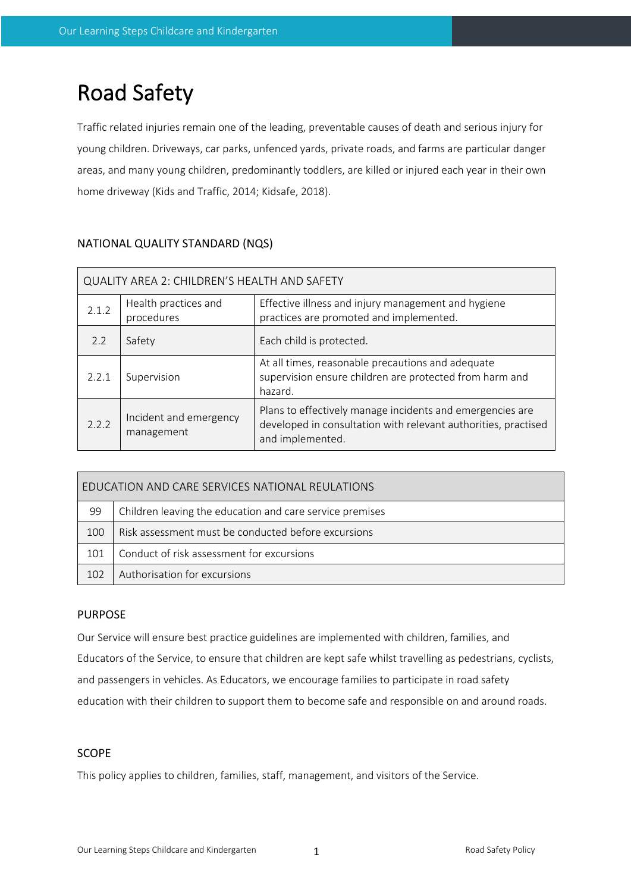// Road Safety

Traffic related injuries remain one of the leading, preventable causes of death and serious injury for young children. Driveways, car parks, unfenced yards, private roads, and farms are particular danger areas, and many young children, predominantly toddlers, are killed or injured each year in their own home driveway (Kids and Traffic, 2014; Kidsafe, 2018).

## NATIONAL QUALITY STANDARD (NQS)

| QUALITY AREA 2: CHILDREN'S HEALTH AND SAFETY | | |
|---|---|---|
| 2.1.2 | Health practices and procedures | Effective illness and injury management and hygiene practices are promoted and implemented. |
| 2.2 | Safety | Each child is protected. |
| 2.2.1 | Supervision | At all times, reasonable precautions and adequate supervision ensure children are protected from harm and hazard. |
| 2.2.2 | Incident and emergency management | Plans to effectively manage incidents and emergencies are developed in consultation with relevant authorities, practised and implemented. |

| EDUCATION AND CARE SERVICES NATIONAL REULATIONS | |
|---|---|
| 99 | Children leaving the education and care service premises |
| 100 | Risk assessment must be conducted before excursions |
| 101 | Conduct of risk assessment for excursions |
| 102 | Authorisation for excursions |

## PURPOSE

Our Service will ensure best practice guidelines are implemented with children, families, and Educators of the Service, to ensure that children are kept safe whilst travelling as pedestrians, cyclists, and passengers in vehicles. As Educators, we encourage families to participate in road safety education with their children to support them to become safe and responsible on and around roads.

## SCOPE

This policy applies to children, families, staff, management, and visitors of the Service.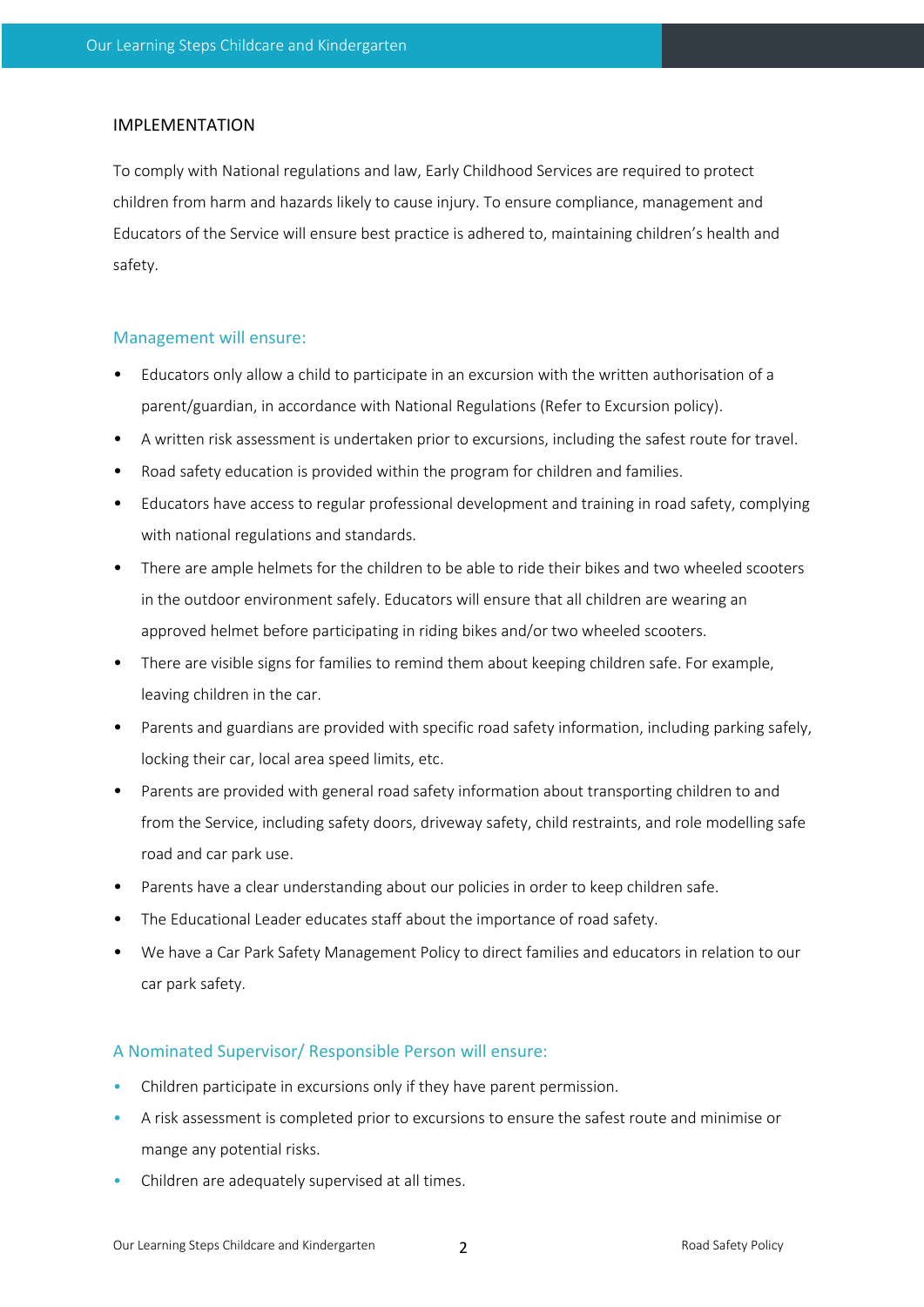## IMPLEMENTATION

To comply with National regulations and law, Early Childhood Services are required to protect children from harm and hazards likely to cause injury. To ensure compliance, management and Educators of the Service will ensure best practice is adhered to, maintaining children's health and safety.

### Management will ensure:

- Educators only allow a child to participate in an excursion with the written authorisation of a parent/guardian, in accordance with National Regulations (Refer to Excursion policy).
- A written risk assessment is undertaken prior to excursions, including the safest route for travel.
- Road safety education is provided within the program for children and families.
- Educators have access to regular professional development and training in road safety, complying with national regulations and standards.
- There are ample helmets for the children to be able to ride their bikes and two wheeled scooters in the outdoor environment safely. Educators will ensure that all children are wearing an approved helmet before participating in riding bikes and/or two wheeled scooters.
- There are visible signs for families to remind them about keeping children safe. For example, leaving children in the car.
- Parents and guardians are provided with specific road safety information, including parking safely, locking their car, local area speed limits, etc.
- Parents are provided with general road safety information about transporting children to and from the Service, including safety doors, driveway safety, child restraints, and role modelling safe road and car park use.
- Parents have a clear understanding about our policies in order to keep children safe.
- The Educational Leader educates staff about the importance of road safety.
- We have a Car Park Safety Management Policy to direct families and educators in relation to our car park safety.

### A Nominated Supervisor/ Responsible Person will ensure:

- Children participate in excursions only if they have parent permission.
- A risk assessment is completed prior to excursions to ensure the safest route and minimise or mange any potential risks.
- Children are adequately supervised at all times.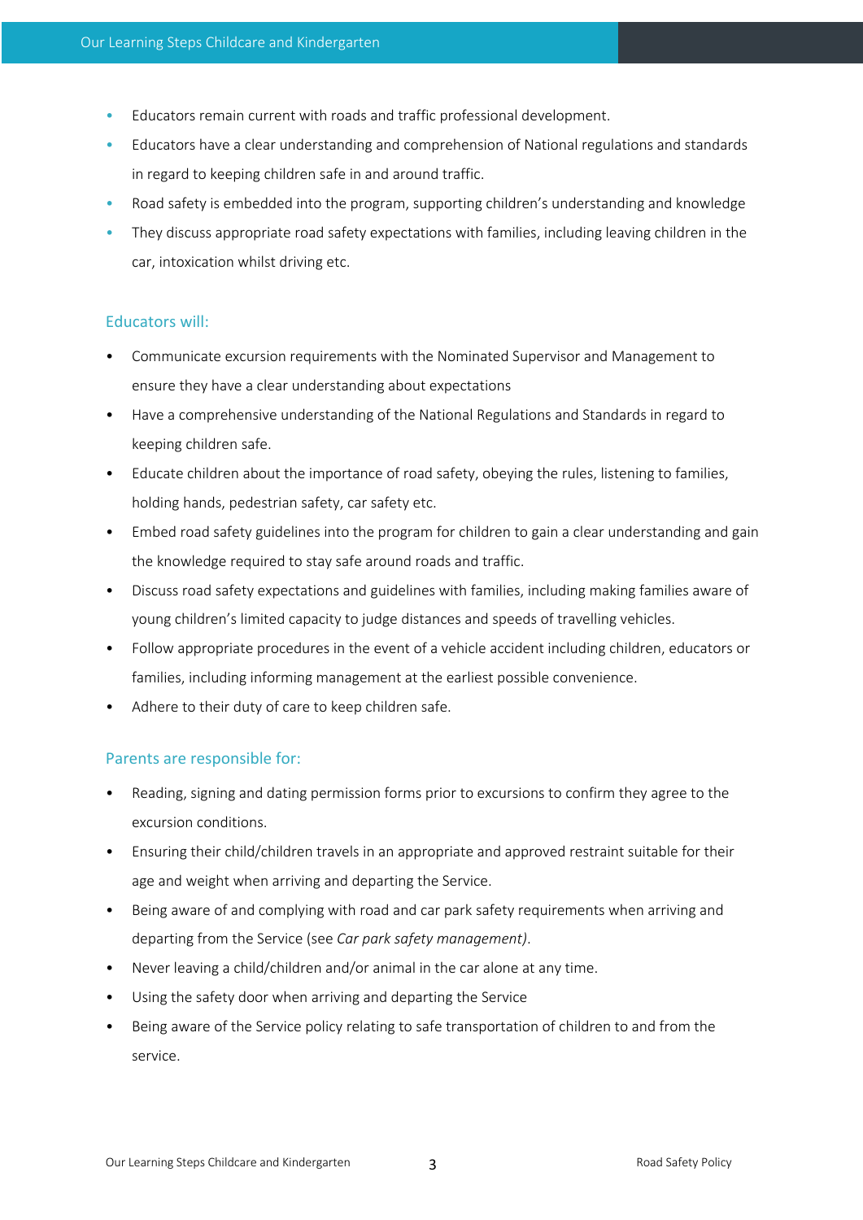- Educators remain current with roads and traffic professional development.
- Educators have a clear understanding and comprehension of National regulations and standards in regard to keeping children safe in and around traffic.
- Road safety is embedded into the program, supporting children's understanding and knowledge
- They discuss appropriate road safety expectations with families, including leaving children in the car, intoxication whilst driving etc.

### Educators will:

- Communicate excursion requirements with the Nominated Supervisor and Management to ensure they have a clear understanding about expectations
- Have a comprehensive understanding of the National Regulations and Standards in regard to keeping children safe.
- Educate children about the importance of road safety, obeying the rules, listening to families, holding hands, pedestrian safety, car safety etc.
- Embed road safety guidelines into the program for children to gain a clear understanding and gain the knowledge required to stay safe around roads and traffic.
- Discuss road safety expectations and guidelines with families, including making families aware of young children's limited capacity to judge distances and speeds of travelling vehicles.
- Follow appropriate procedures in the event of a vehicle accident including children, educators or families, including informing management at the earliest possible convenience.
- Adhere to their duty of care to keep children safe.

### Parents are responsible for:

- Reading, signing and dating permission forms prior to excursions to confirm they agree to the excursion conditions.
- Ensuring their child/children travels in an appropriate and approved restraint suitable for their age and weight when arriving and departing the Service.
- Being aware of and complying with road and car park safety requirements when arriving and departing from the Service (see *Car park safety management)*.
- Never leaving a child/children and/or animal in the car alone at any time.
- Using the safety door when arriving and departing the Service
- Being aware of the Service policy relating to safe transportation of children to and from the service.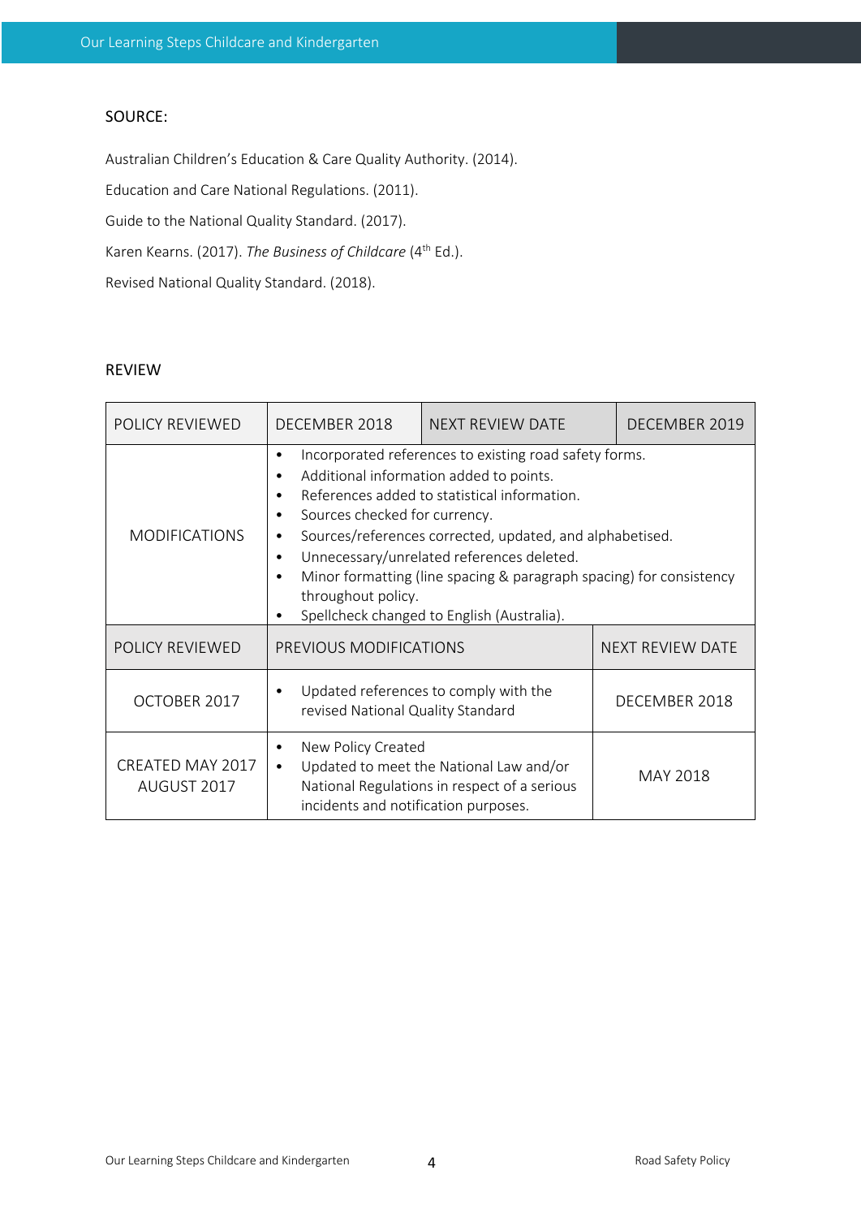SOURCE:

Australian Children's Education & Care Quality Authority. (2014).

Education and Care National Regulations. (2011).

Guide to the National Quality Standard. (2017).

Karen Kearns. (2017). *The Business of Childcare* (4th Ed.).

Revised National Quality Standard. (2018).

REVIEW

| POLICY REVIEWED | DECEMBER 2018 | NEXT REVIEW DATE | DECEMBER 2019 |
|---|---|---|---|
| MODIFICATIONS | • Incorporated references to existing road safety forms.<br>• Additional information added to points.<br>• References added to statistical information.<br>• Sources checked for currency.<br>• Sources/references corrected, updated, and alphabetised.<br>• Unnecessary/unrelated references deleted.<br>• Minor formatting (line spacing & paragraph spacing) for consistency throughout policy.<br>• Spellcheck changed to English (Australia). | | |
| POLICY REVIEWED | PREVIOUS MODIFICATIONS | | NEXT REVIEW DATE |
| OCTOBER 2017 | • Updated references to comply with the revised National Quality Standard | | DECEMBER 2018 |
| CREATED MAY 2017<br>AUGUST 2017 | • New Policy Created<br>• Updated to meet the National Law and/or National Regulations in respect of a serious incidents and notification purposes. | | MAY 2018 |